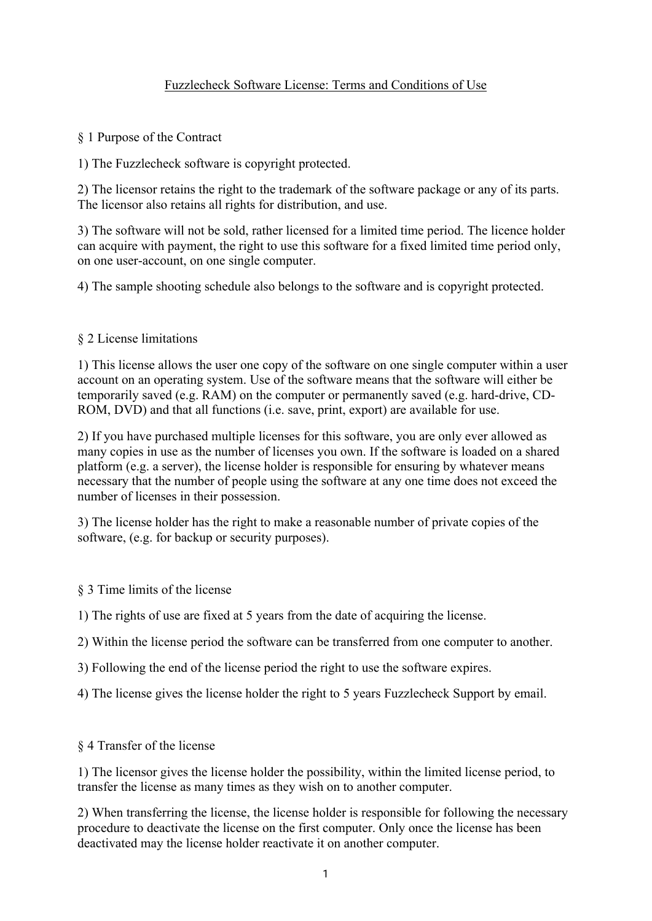# Fuzzlecheck Software License: Terms and Conditions of Use

## § 1 Purpose of the Contract

1) The Fuzzlecheck software is copyright protected.

2) The licensor retains the right to the trademark of the software package or any of its parts. The licensor also retains all rights for distribution, and use.

3) The software will not be sold, rather licensed for a limited time period. The licence holder can acquire with payment, the right to use this software for a fixed limited time period only, on one user-account, on one single computer.

4) The sample shooting schedule also belongs to the software and is copyright protected.

## § 2 License limitations

1) This license allows the user one copy of the software on one single computer within a user account on an operating system. Use of the software means that the software will either be temporarily saved (e.g. RAM) on the computer or permanently saved (e.g. hard-drive, CD-ROM, DVD) and that all functions (i.e. save, print, export) are available for use.

2) If you have purchased multiple licenses for this software, you are only ever allowed as many copies in use as the number of licenses you own. If the software is loaded on a shared platform (e.g. a server), the license holder is responsible for ensuring by whatever means necessary that the number of people using the software at any one time does not exceed the number of licenses in their possession.

3) The license holder has the right to make a reasonable number of private copies of the software, (e.g. for backup or security purposes).

## § 3 Time limits of the license

1) The rights of use are fixed at 5 years from the date of acquiring the license.

2) Within the license period the software can be transferred from one computer to another.

3) Following the end of the license period the right to use the software expires.

4) The license gives the license holder the right to 5 years Fuzzlecheck Support by email.

## § 4 Transfer of the license

1) The licensor gives the license holder the possibility, within the limited license period, to transfer the license as many times as they wish on to another computer.

2) When transferring the license, the license holder is responsible for following the necessary procedure to deactivate the license on the first computer. Only once the license has been deactivated may the license holder reactivate it on another computer.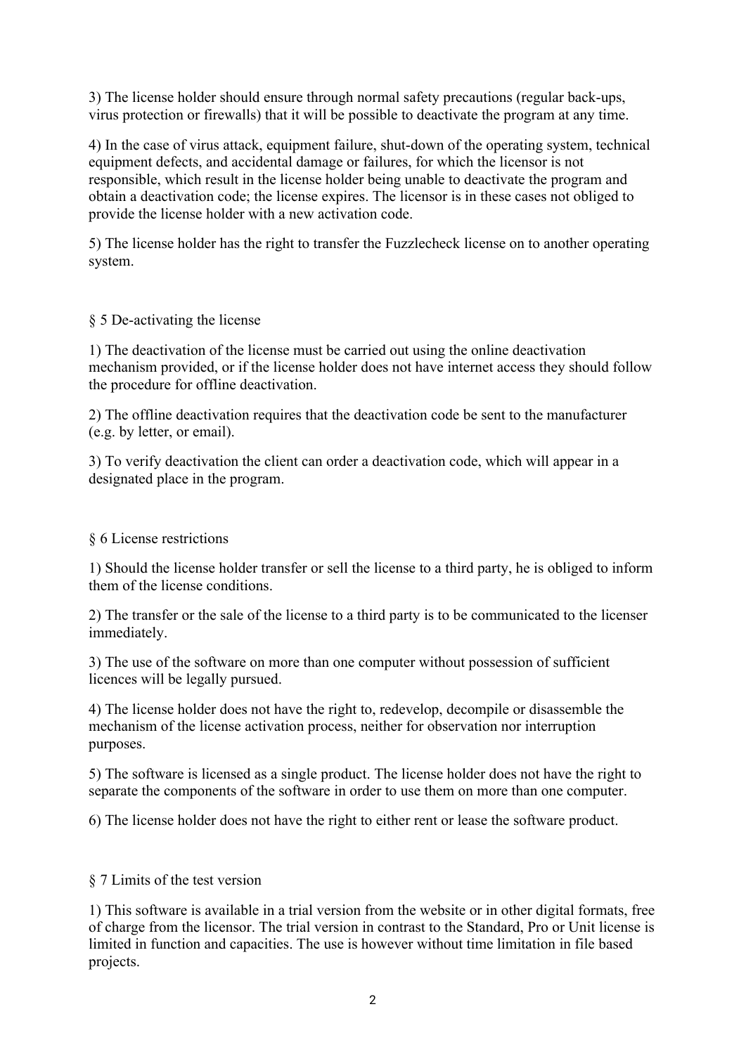3) The license holder should ensure through normal safety precautions (regular back-ups, virus protection or firewalls) that it will be possible to deactivate the program at any time.

4) In the case of virus attack, equipment failure, shut-down of the operating system, technical equipment defects, and accidental damage or failures, for which the licensor is not responsible, which result in the license holder being unable to deactivate the program and obtain a deactivation code; the license expires. The licensor is in these cases not obliged to provide the license holder with a new activation code.

5) The license holder has the right to transfer the Fuzzlecheck license on to another operating system.

## § 5 De-activating the license

1) The deactivation of the license must be carried out using the online deactivation mechanism provided, or if the license holder does not have internet access they should follow the procedure for offline deactivation.

2) The offline deactivation requires that the deactivation code be sent to the manufacturer (e.g. by letter, or email).

3) To verify deactivation the client can order a deactivation code, which will appear in a designated place in the program.

## § 6 License restrictions

1) Should the license holder transfer or sell the license to a third party, he is obliged to inform them of the license conditions.

2) The transfer or the sale of the license to a third party is to be communicated to the licenser immediately.

3) The use of the software on more than one computer without possession of sufficient licences will be legally pursued.

4) The license holder does not have the right to, redevelop, decompile or disassemble the mechanism of the license activation process, neither for observation nor interruption purposes.

5) The software is licensed as a single product. The license holder does not have the right to separate the components of the software in order to use them on more than one computer.

6) The license holder does not have the right to either rent or lease the software product.

## § 7 Limits of the test version

1) This software is available in a trial version from the website or in other digital formats, free of charge from the licensor. The trial version in contrast to the Standard, Pro or Unit license is limited in function and capacities. The use is however without time limitation in file based projects.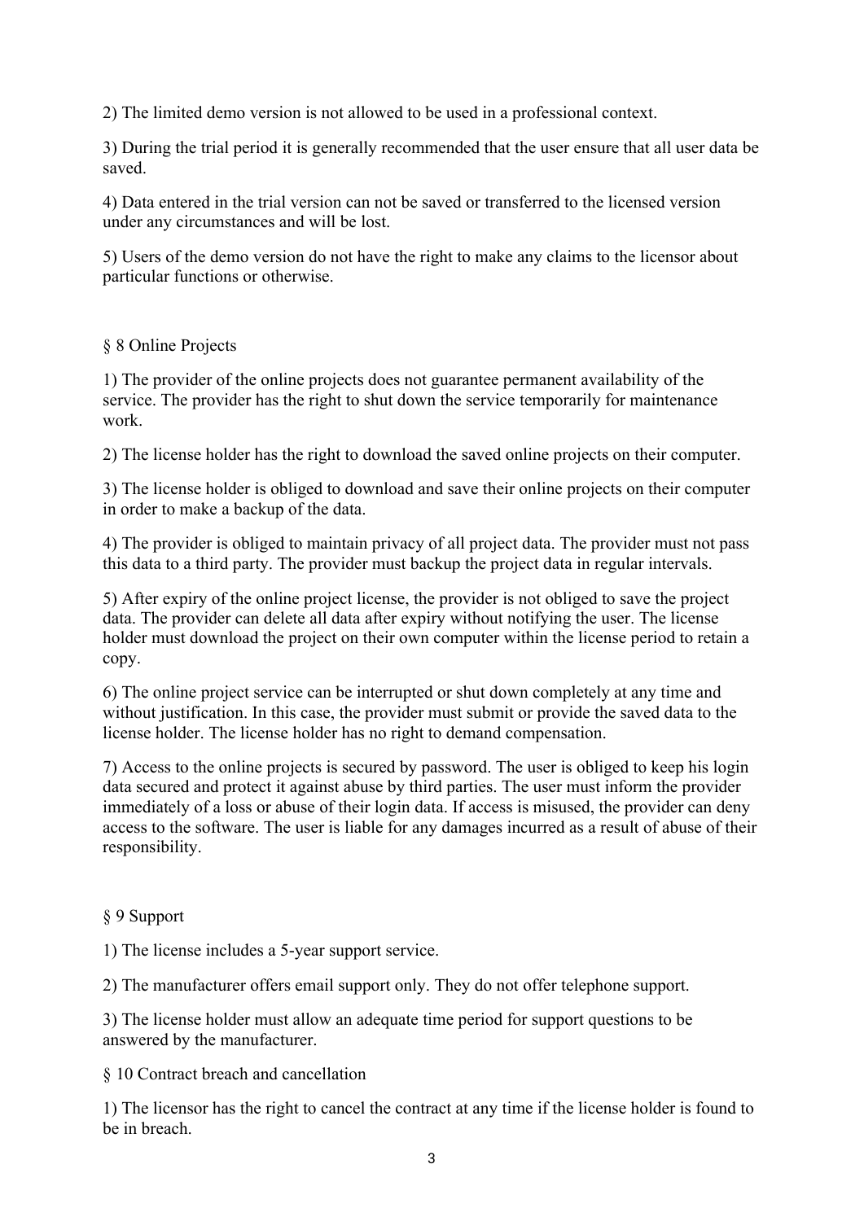2) The limited demo version is not allowed to be used in a professional context.

3) During the trial period it is generally recommended that the user ensure that all user data be saved.

4) Data entered in the trial version can not be saved or transferred to the licensed version under any circumstances and will be lost.

5) Users of the demo version do not have the right to make any claims to the licensor about particular functions or otherwise.

## § 8 Online Projects

1) The provider of the online projects does not guarantee permanent availability of the service. The provider has the right to shut down the service temporarily for maintenance work.

2) The license holder has the right to download the saved online projects on their computer.

3) The license holder is obliged to download and save their online projects on their computer in order to make a backup of the data.

4) The provider is obliged to maintain privacy of all project data. The provider must not pass this data to a third party. The provider must backup the project data in regular intervals.

5) After expiry of the online project license, the provider is not obliged to save the project data. The provider can delete all data after expiry without notifying the user. The license holder must download the project on their own computer within the license period to retain a copy.

6) The online project service can be interrupted or shut down completely at any time and without justification. In this case, the provider must submit or provide the saved data to the license holder. The license holder has no right to demand compensation.

7) Access to the online projects is secured by password. The user is obliged to keep his login data secured and protect it against abuse by third parties. The user must inform the provider immediately of a loss or abuse of their login data. If access is misused, the provider can deny access to the software. The user is liable for any damages incurred as a result of abuse of their responsibility.

## § 9 Support

1) The license includes a 5-year support service.

2) The manufacturer offers email support only. They do not offer telephone support.

3) The license holder must allow an adequate time period for support questions to be answered by the manufacturer.

## § 10 Contract breach and cancellation

1) The licensor has the right to cancel the contract at any time if the license holder is found to be in breach.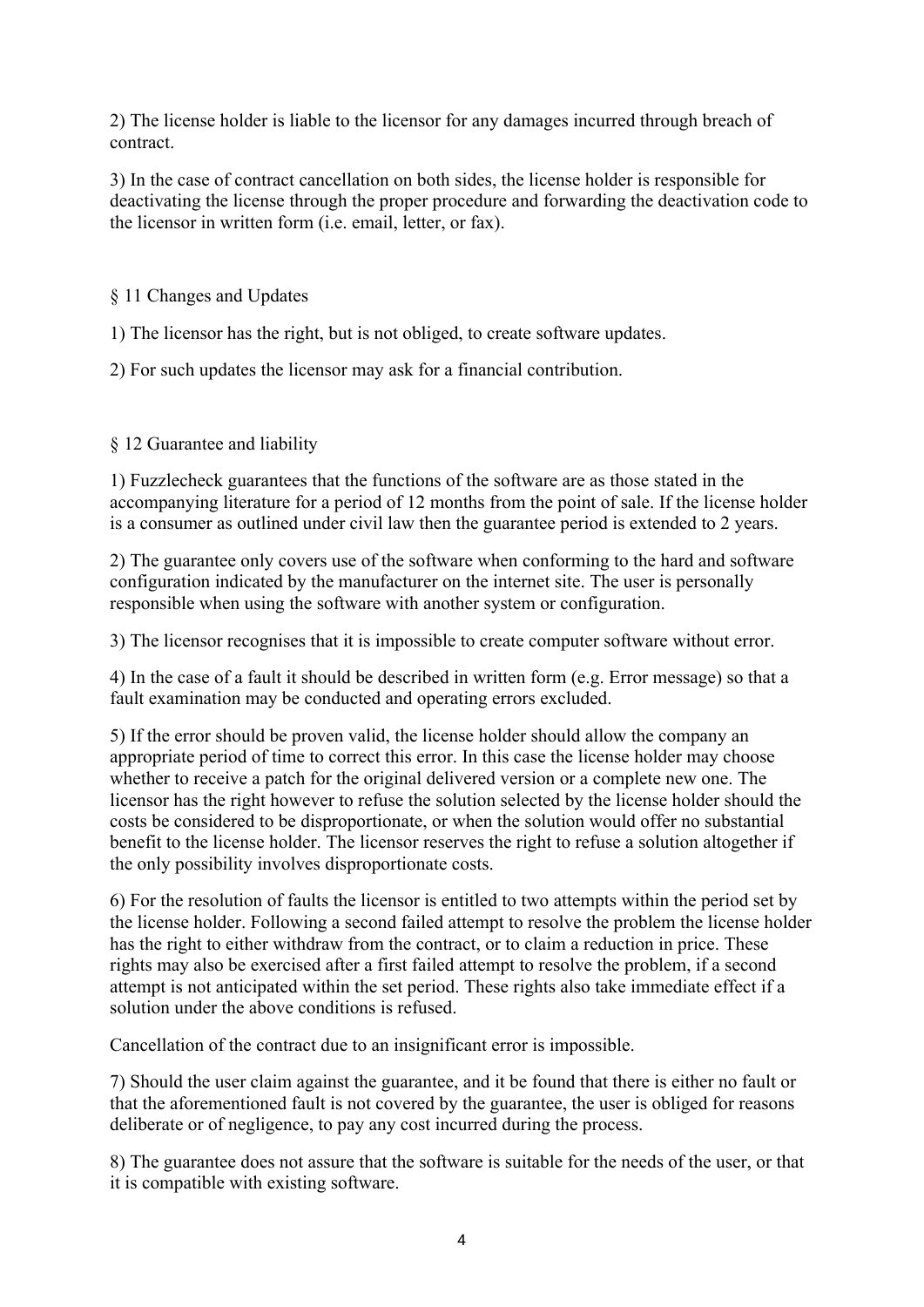2) The license holder is liable to the licensor for any damages incurred through breach of contract.

3) In the case of contract cancellation on both sides, the license holder is responsible for deactivating the license through the proper procedure and forwarding the deactivation code to the licensor in written form (i.e. email, letter, or fax).

## § 11 Changes and Updates

1) The licensor has the right, but is not obliged, to create software updates.

2) For such updates the licensor may ask for a financial contribution.

## § 12 Guarantee and liability

1) Fuzzlecheck guarantees that the functions of the software are as those stated in the accompanying literature for a period of 12 months from the point of sale. If the license holder is a consumer as outlined under civil law then the guarantee period is extended to 2 years.

2) The guarantee only covers use of the software when conforming to the hard and software configuration indicated by the manufacturer on the internet site. The user is personally responsible when using the software with another system or configuration.

3) The licensor recognises that it is impossible to create computer software without error.

4) In the case of a fault it should be described in written form (e.g. Error message) so that a fault examination may be conducted and operating errors excluded.

5) If the error should be proven valid, the license holder should allow the company an appropriate period of time to correct this error. In this case the license holder may choose whether to receive a patch for the original delivered version or a complete new one. The licensor has the right however to refuse the solution selected by the license holder should the costs be considered to be disproportionate, or when the solution would offer no substantial benefit to the license holder. The licensor reserves the right to refuse a solution altogether if the only possibility involves disproportionate costs.

6) For the resolution of faults the licensor is entitled to two attempts within the period set by the license holder. Following a second failed attempt to resolve the problem the license holder has the right to either withdraw from the contract, or to claim a reduction in price. These rights may also be exercised after a first failed attempt to resolve the problem, if a second attempt is not anticipated within the set period. These rights also take immediate effect if a solution under the above conditions is refused.

Cancellation of the contract due to an insignificant error is impossible.

7) Should the user claim against the guarantee, and it be found that there is either no fault or that the aforementioned fault is not covered by the guarantee, the user is obliged for reasons deliberate or of negligence, to pay any cost incurred during the process.

8) The guarantee does not assure that the software is suitable for the needs of the user, or that it is compatible with existing software.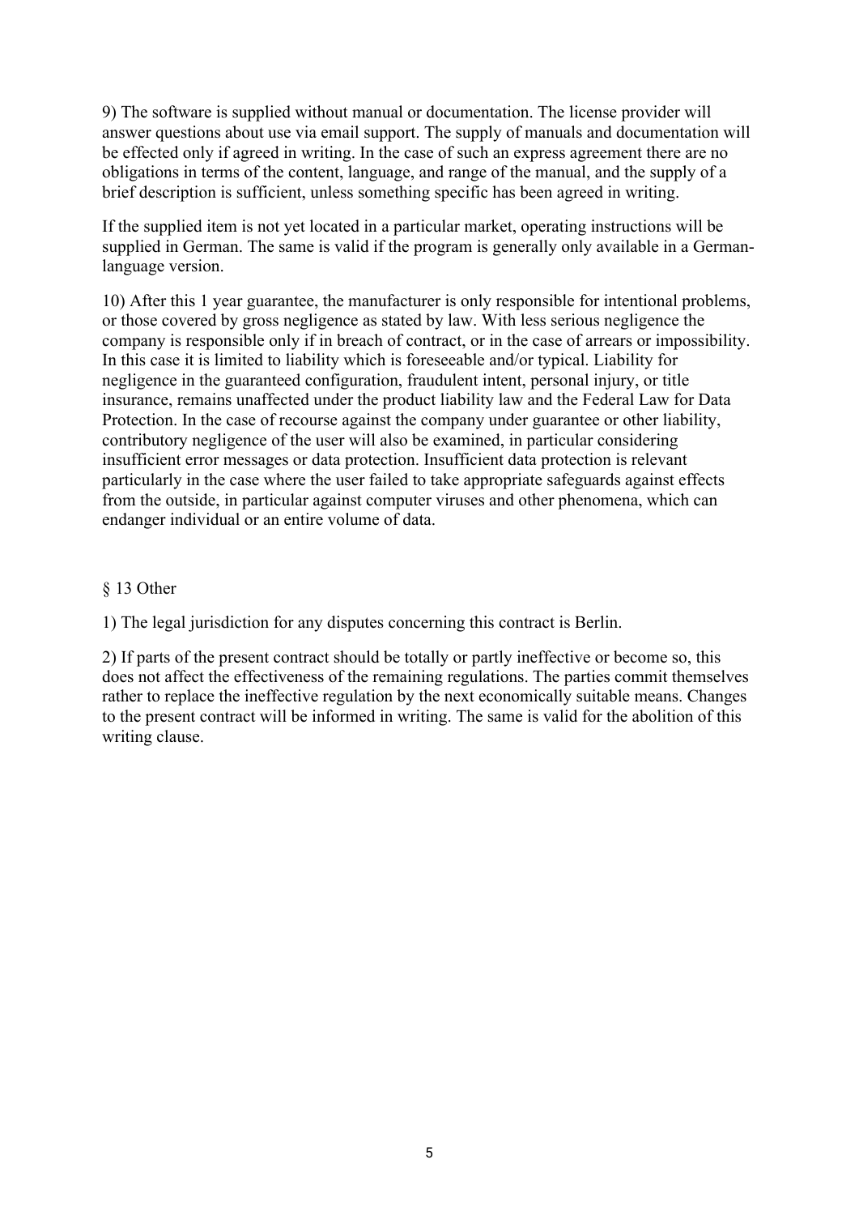9) The software is supplied without manual or documentation. The license provider will answer questions about use via email support. The supply of manuals and documentation will be effected only if agreed in writing. In the case of such an express agreement there are no obligations in terms of the content, language, and range of the manual, and the supply of a brief description is sufficient, unless something specific has been agreed in writing.

If the supplied item is not yet located in a particular market, operating instructions will be supplied in German. The same is valid if the program is generally only available in a German-language version.

10) After this 1 year guarantee, the manufacturer is only responsible for intentional problems, or those covered by gross negligence as stated by law. With less serious negligence the company is responsible only if in breach of contract, or in the case of arrears or impossibility. In this case it is limited to liability which is foreseeable and/or typical. Liability for negligence in the guaranteed configuration, fraudulent intent, personal injury, or title insurance, remains unaffected under the product liability law and the Federal Law for Data Protection. In the case of recourse against the company under guarantee or other liability, contributory negligence of the user will also be examined, in particular considering insufficient error messages or data protection. Insufficient data protection is relevant particularly in the case where the user failed to take appropriate safeguards against effects from the outside, in particular against computer viruses and other phenomena, which can endanger individual or an entire volume of data.

## § 13 Other

1) The legal jurisdiction for any disputes concerning this contract is Berlin.

2) If parts of the present contract should be totally or partly ineffective or become so, this does not affect the effectiveness of the remaining regulations. The parties commit themselves rather to replace the ineffective regulation by the next economically suitable means. Changes to the present contract will be informed in writing. The same is valid for the abolition of this writing clause.